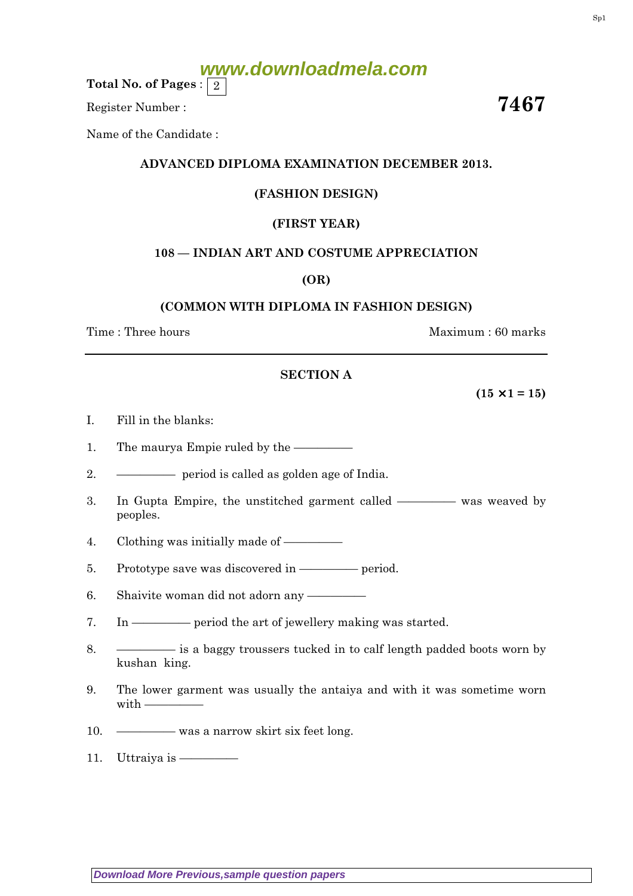www.downloadmela.com

**Total No. of Pages** : 2

Register Number : **7467**

Name of the Candidate :

## ADVANCED DIPLOMA EXAMINATION DECEMBER 2013.

## (FASHION DESIGN)

## (FIRST YEAR)

## 108 — INDIAN ART AND COSTUME APPRECIATION

## (OR)

## (COMMON WITH DIPLOMA IN FASHION DESIGN)

Time : Three hours Maximum : 60 marks

---

### SECTION A

**(15 × 1 = 15)**

I. Fill in the blanks:

1. The maurya Empie ruled by the ————

2. ———— period is called as golden age of India.

3. In Gupta Empire, the unstitched garment called ———— was weaved by peoples.

4. Clothing was initially made of ————

5. Prototype save was discovered in ———— period.

6. Shaivite woman did not adorn any ————

7. In ———— period the art of jewellery making was started.

8. ———— is a baggy troussers tucked in to calf length padded boots worn by kushan king.

9. The lower garment was usually the antaiya and with it was sometime worn with ————

10. ———— was a narrow skirt six feet long.

11. Uttraiya is ————

Download More Previous,sample question papers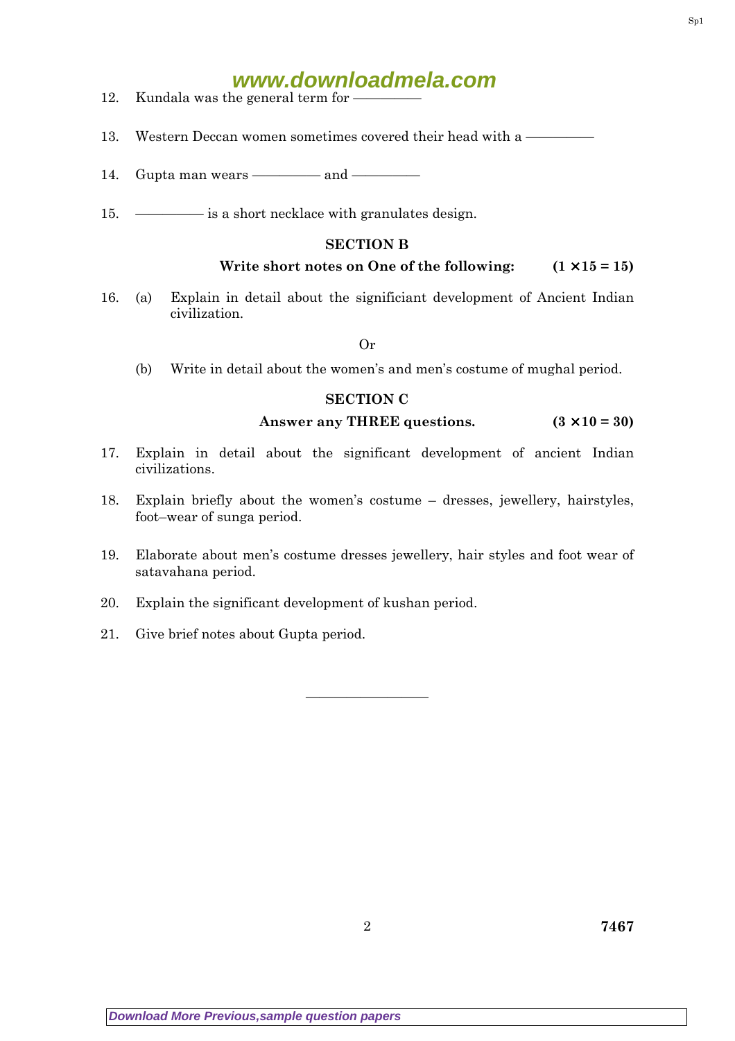12. Kundala was the general term for ——————

13. Western Deccan women sometimes covered their head with a ——————

14. Gupta man wears —————— and ——————

15. —————— is a short necklace with granulates design.

## SECTION B

**Write short notes on One of the following: (1 × 15 = 15)**

16. (a) Explain in detail about the significiant development of Ancient Indian civilization.

    Or

    (b) Write in detail about the women's and men's costume of mughal period.

## SECTION C

**Answer any THREE questions. (3 × 10 = 30)**

17. Explain in detail about the significant development of ancient Indian civilizations.

18. Explain briefly about the women's costume – dresses, jewellery, hairstyles, foot–wear of sunga period.

19. Elaborate about men's costume dresses jewellery, hair styles and foot wear of satavahana period.

20. Explain the significant development of kushan period.

21. Give brief notes about Gupta period.